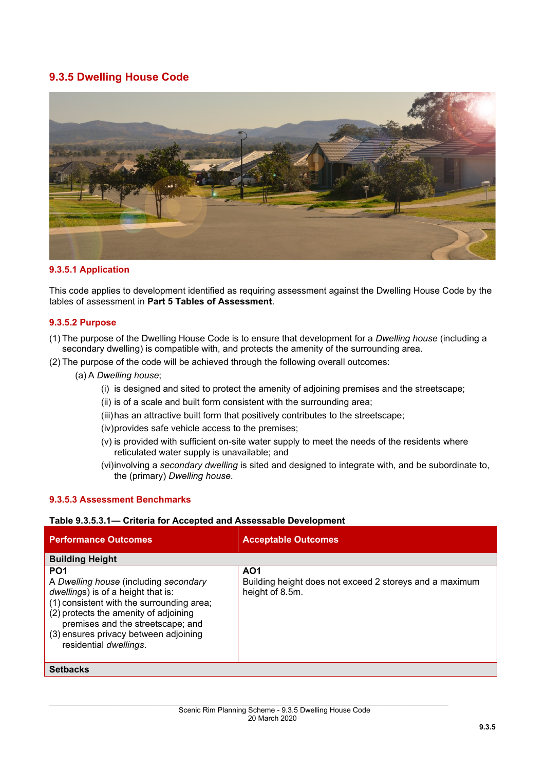## 9.3.5 Dwelling House Code

### 9.3.5.1 Application

This code applies to development identified as requiring assessment against the Dwelling House Code by the tables of assessment in **Part 5 Tables of Assessment**.

### 9.3.5.2 Purpose

(1) The purpose of the Dwelling House Code is to ensure that development for a *Dwelling house* (including a secondary dwelling) is compatible with, and protects the amenity of the surrounding area.

(2) The purpose of the code will be achieved through the following overall outcomes:

- (a) A *Dwelling house*;
  - (i) is designed and sited to protect the amenity of adjoining premises and the streetscape;
  - (ii) is of a scale and built form consistent with the surrounding area;
  - (iii) has an attractive built form that positively contributes to the streetscape;
  - (iv) provides safe vehicle access to the premises;
  - (v) is provided with sufficient on-site water supply to meet the needs of the residents where reticulated water supply is unavailable; and
  - (vi) involving a *secondary dwelling* is sited and designed to integrate with, and be subordinate to, the (primary) *Dwelling house*.

### 9.3.5.3 Assessment Benchmarks

**Table 9.3.5.3.1— Criteria for Accepted and Assessable Development**

| Performance Outcomes | Acceptable Outcomes |
|---|---|
| **Building Height** | |
| **PO1**<br>A *Dwelling house* (including *secondary dwellings*) is of a height that is:<br>(1) consistent with the surrounding area;<br>(2) protects the amenity of adjoining premises and the streetscape; and<br>(3) ensures privacy between adjoining residential *dwellings*. | **AO1**<br>Building height does not exceed 2 storeys and a maximum height of 8.5m. |
| **Setbacks** | |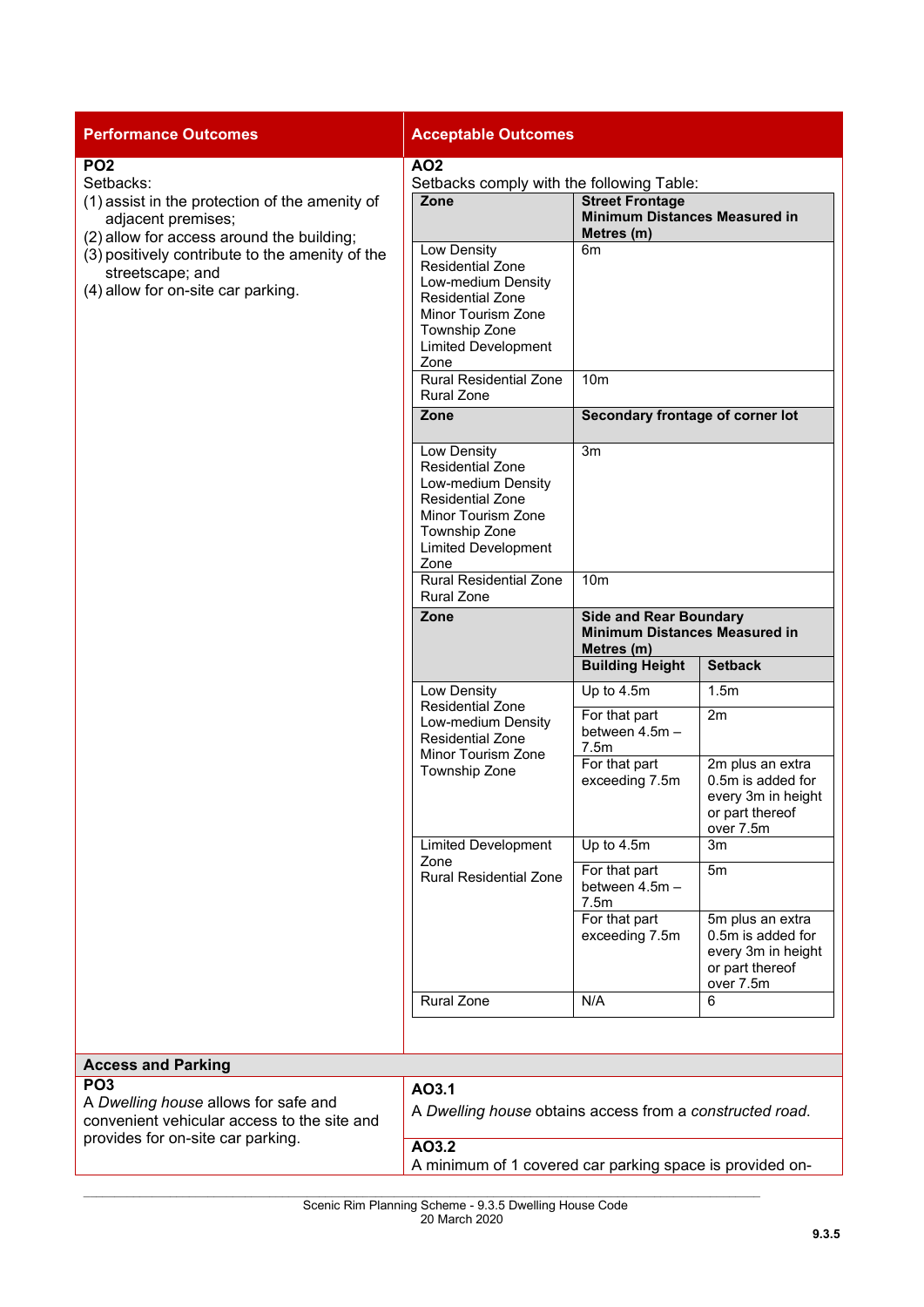| Performance Outcomes | Acceptable Outcomes |
|---|---|
| **PO2**<br>Setbacks:<br>(1) assist in the protection of the amenity of adjacent premises;<br>(2) allow for access around the building;<br>(3) positively contribute to the amenity of the streetscape; and<br>(4) allow for on-site car parking. | **AO2**<br>Setbacks comply with the following Table: |

| Zone | Street Frontage Minimum Distances Measured in Metres (m) | |
|---|---|---|
| Low Density Residential Zone<br>Low-medium Density Residential Zone<br>Minor Tourism Zone<br>Township Zone<br>Limited Development Zone | 6m | |
| Rural Residential Zone<br>Rural Zone | 10m | |
| **Zone** | **Secondary frontage of corner lot** | |
| Low Density Residential Zone<br>Low-medium Density Residential Zone<br>Minor Tourism Zone<br>Township Zone<br>Limited Development Zone | 3m | |
| Rural Residential Zone<br>Rural Zone | 10m | |
| **Zone** | **Side and Rear Boundary Minimum Distances Measured in Metres (m)** | |
| | **Building Height** | **Setback** |
| Low Density Residential Zone<br>Low-medium Density Residential Zone<br>Minor Tourism Zone<br>Township Zone | Up to 4.5m | 1.5m |
| | For that part between 4.5m – 7.5m | 2m |
| | For that part exceeding 7.5m | 2m plus an extra 0.5m is added for every 3m in height or part thereof over 7.5m |
| Limited Development Zone<br>Rural Residential Zone | Up to 4.5m | 3m |
| | For that part between 4.5m – 7.5m | 5m |
| | For that part exceeding 7.5m | 5m plus an extra 0.5m is added for every 3m in height or part thereof over 7.5m |
| Rural Zone | N/A | 6 |

**Access and Parking**

| Performance Outcomes | Acceptable Outcomes |
|---|---|
| **PO3**<br>A *Dwelling house* allows for safe and convenient vehicular access to the site and provides for on-site car parking. | **AO3.1**<br>A *Dwelling house* obtains access from a *constructed road*. |
| | **AO3.2**<br>A minimum of 1 covered car parking space is provided on- |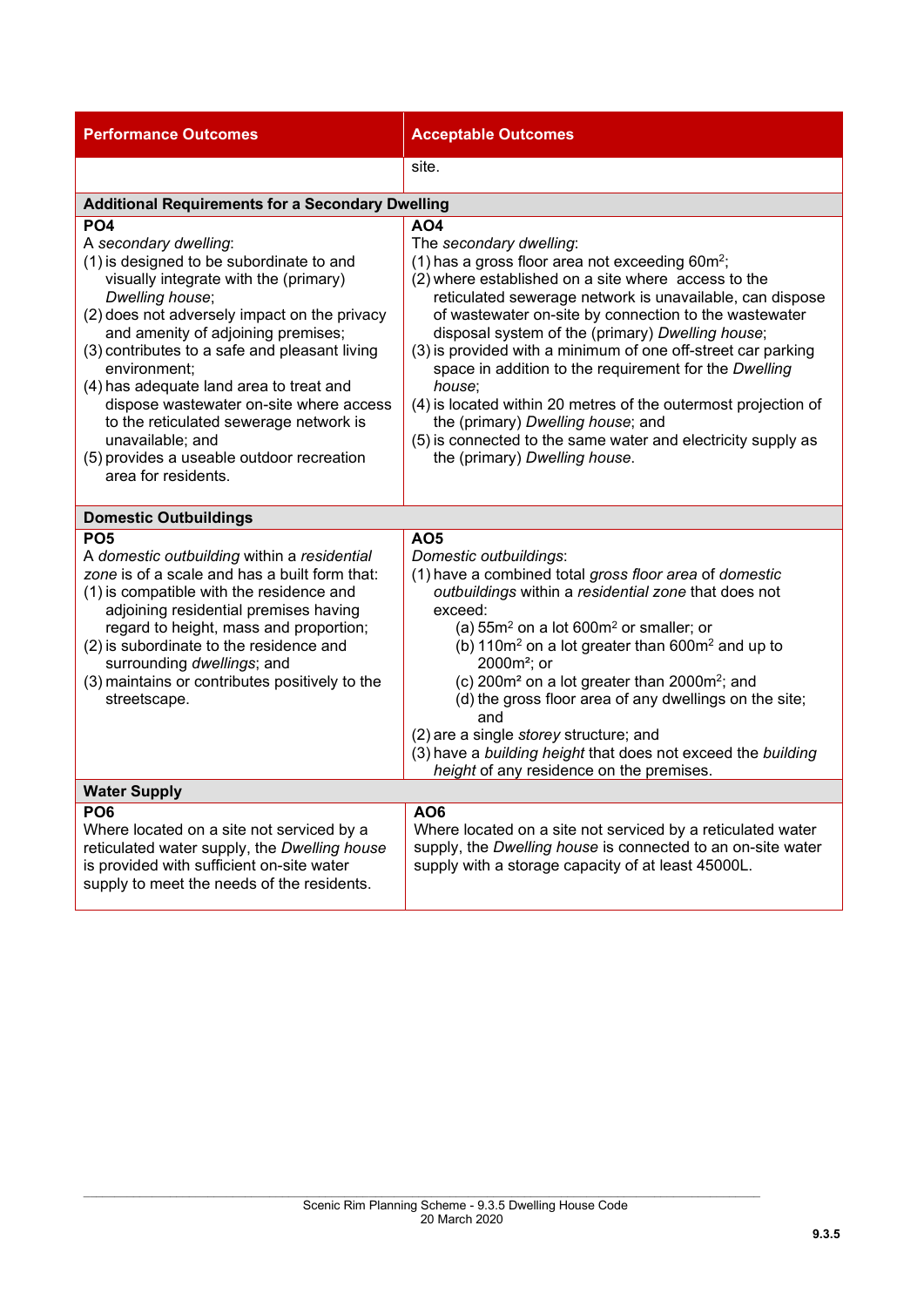| Performance Outcomes | Acceptable Outcomes |
|---|---|
| | site. |
| **Additional Requirements for a Secondary Dwelling** | |
| **PO4**<br>A *secondary dwelling*:<br>(1) is designed to be subordinate to and visually integrate with the (primary) *Dwelling house*;<br>(2) does not adversely impact on the privacy and amenity of adjoining premises;<br>(3) contributes to a safe and pleasant living environment;<br>(4) has adequate land area to treat and dispose wastewater on-site where access to the reticulated sewerage network is unavailable; and<br>(5) provides a useable outdoor recreation area for residents. | **AO4**<br>The *secondary dwelling*:<br>(1) has a gross floor area not exceeding 60m²;<br>(2) where established on a site where access to the reticulated sewerage network is unavailable, can dispose of wastewater on-site by connection to the wastewater disposal system of the (primary) *Dwelling house*;<br>(3) is provided with a minimum of one off-street car parking space in addition to the requirement for the *Dwelling house*;<br>(4) is located within 20 metres of the outermost projection of the (primary) *Dwelling house*; and<br>(5) is connected to the same water and electricity supply as the (primary) *Dwelling house*. |
| **Domestic Outbuildings** | |
| **PO5**<br>A *domestic outbuilding* within a *residential zone* is of a scale and has a built form that:<br>(1) is compatible with the residence and adjoining residential premises having regard to height, mass and proportion;<br>(2) is subordinate to the residence and surrounding *dwellings*; and<br>(3) maintains or contributes positively to the streetscape. | **AO5**<br>*Domestic outbuildings*:<br>(1) have a combined total *gross floor area* of *domestic outbuildings* within a *residential zone* that does not exceed:<br>(a) 55m² on a lot 600m² or smaller; or<br>(b) 110m² on a lot greater than 600m² and up to 2000m²; or<br>(c) 200m² on a lot greater than 2000m²; and<br>(d) the gross floor area of any dwellings on the site; and<br>(2) are a single *storey* structure; and<br>(3) have a *building height* that does not exceed the *building height* of any residence on the premises. |
| **Water Supply** | |
| **PO6**<br>Where located on a site not serviced by a reticulated water supply, the *Dwelling house* is provided with sufficient on-site water supply to meet the needs of the residents. | **AO6**<br>Where located on a site not serviced by a reticulated water supply, the *Dwelling house* is connected to an on-site water supply with a storage capacity of at least 45000L. |